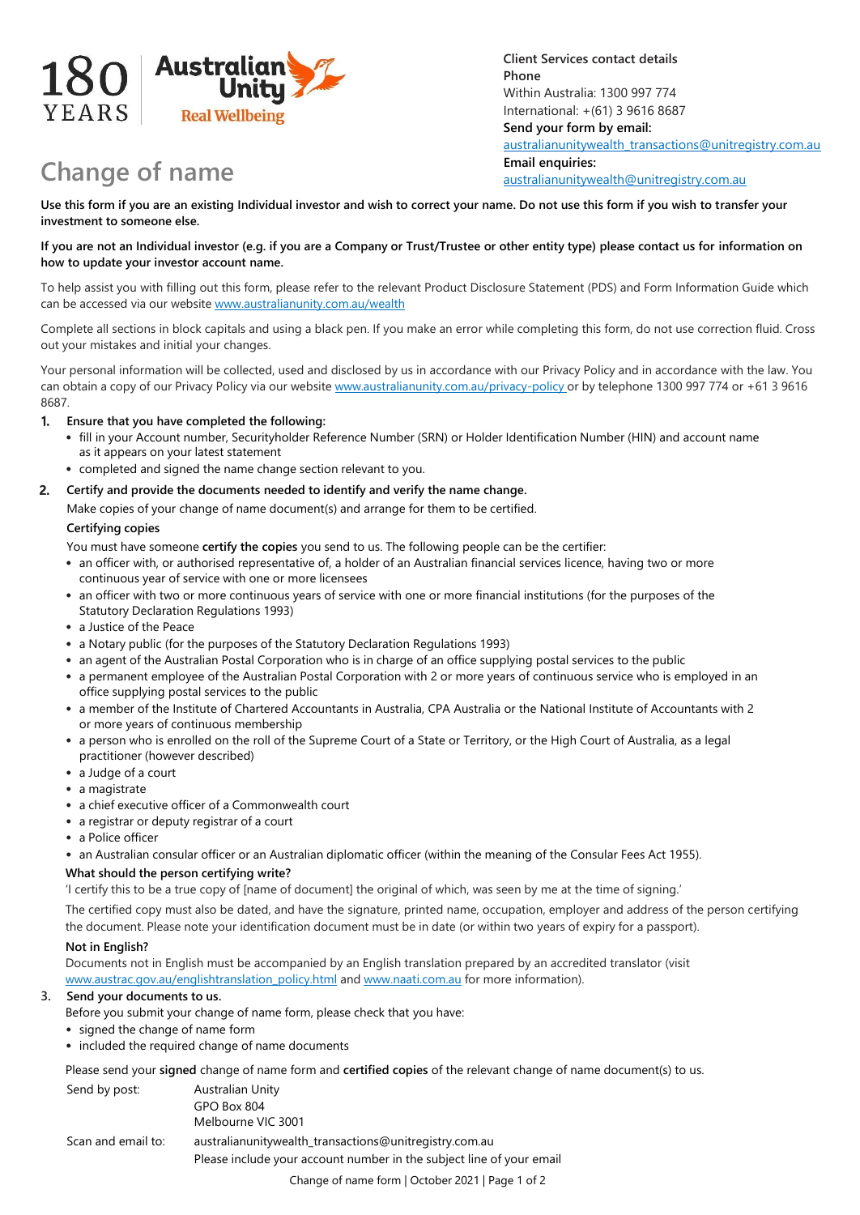180 YEARS | Australian Unity Real Wellbeing

**Client Services contact details**
**Phone**
Within Australia: 1300 997 774
International: +(61) 3 9616 8687
**Send your form by email:**
australianunitywealth_transactions@unitregistry.com.au
**Email enquiries:**
australianunitywealth@unitregistry.com.au

# Change of name

**Use this form if you are an existing Individual investor and wish to correct your name. Do not use this form if you wish to transfer your investment to someone else.**

**If you are not an Individual investor (e.g. if you are a Company or Trust/Trustee or other entity type) please contact us for information on how to update your investor account name.**

To help assist you with filling out this form, please refer to the relevant Product Disclosure Statement (PDS) and Form Information Guide which can be accessed via our website www.australianunity.com.au/wealth

Complete all sections in block capitals and using a black pen. If you make an error while completing this form, do not use correction fluid. Cross out your mistakes and initial your changes.

Your personal information will be collected, used and disclosed by us in accordance with our Privacy Policy and in accordance with the law. You can obtain a copy of our Privacy Policy via our website www.australianunity.com.au/privacy-policy or by telephone 1300 997 774 or +61 3 9616 8687.

1. **Ensure that you have completed the following:**
   - fill in your Account number, Securityholder Reference Number (SRN) or Holder Identification Number (HIN) and account name as it appears on your latest statement
   - completed and signed the name change section relevant to you.
2. **Certify and provide the documents needed to identify and verify the name change.**

   Make copies of your change of name document(s) and arrange for them to be certified.

   **Certifying copies**

   You must have someone **certify the copies** you send to us. The following people can be the certifier:
   - an officer with, or authorised representative of, a holder of an Australian financial services licence, having two or more continuous year of service with one or more licensees
   - an officer with two or more continuous years of service with one or more financial institutions (for the purposes of the Statutory Declaration Regulations 1993)
   - a Justice of the Peace
   - a Notary public (for the purposes of the Statutory Declaration Regulations 1993)
   - an agent of the Australian Postal Corporation who is in charge of an office supplying postal services to the public
   - a permanent employee of the Australian Postal Corporation with 2 or more years of continuous service who is employed in an office supplying postal services to the public
   - a member of the Institute of Chartered Accountants in Australia, CPA Australia or the National Institute of Accountants with 2 or more years of continuous membership
   - a person who is enrolled on the roll of the Supreme Court of a State or Territory, or the High Court of Australia, as a legal practitioner (however described)
   - a Judge of a court
   - a magistrate
   - a chief executive officer of a Commonwealth court
   - a registrar or deputy registrar of a court
   - a Police officer
   - an Australian consular officer or an Australian diplomatic officer (within the meaning of the Consular Fees Act 1955).

   **What should the person certifying write?**

   'I certify this to be a true copy of [name of document] the original of which, was seen by me at the time of signing.'

   The certified copy must also be dated, and have the signature, printed name, occupation, employer and address of the person certifying the document. Please note your identification document must be in date (or within two years of expiry for a passport).

   **Not in English?**

   Documents not in English must be accompanied by an English translation prepared by an accredited translator (visit www.austrac.gov.au/englishtranslation_policy.html and www.naati.com.au for more information).
3. **Send your documents to us.**

   Before you submit your change of name form, please check that you have:
   - signed the change of name form
   - included the required change of name documents

   Please send your **signed** change of name form and **certified copies** of the relevant change of name document(s) to us.

| | |
|---|---|
| Send by post: | Australian Unity<br>GPO Box 804<br>Melbourne VIC 3001 |
| Scan and email to: | australianunitywealth_transactions@unitregistry.com.au<br>Please include your account number in the subject line of your email |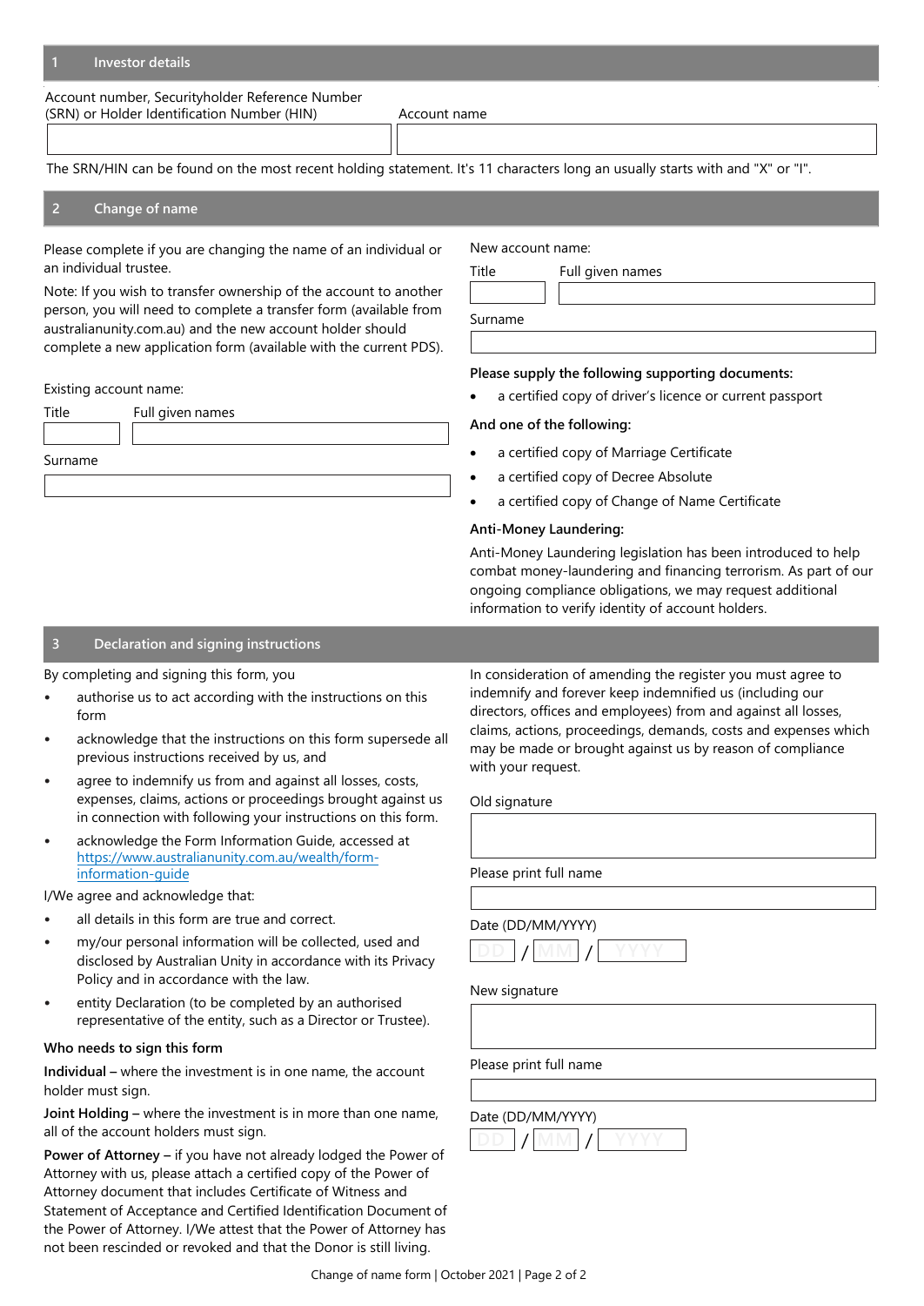## 1 Investor details

Account number, Securityholder Reference Number (SRN) or Holder Identification Number (HIN)

Account name

The SRN/HIN can be found on the most recent holding statement. It's 11 characters long an usually starts with and "X" or "I".

## 2 Change of name

Please complete if you are changing the name of an individual or an individual trustee.

Note: If you wish to transfer ownership of the account to another person, you will need to complete a transfer form (available from australianunity.com.au) and the new account holder should complete a new application form (available with the current PDS).

Existing account name:

Title

Full given names

Surname

New account name:

Title

Full given names

Surname

**Please supply the following supporting documents:**

- a certified copy of driver's licence or current passport

**And one of the following:**

- a certified copy of Marriage Certificate
- a certified copy of Decree Absolute
- a certified copy of Change of Name Certificate

**Anti-Money Laundering:**

Anti-Money Laundering legislation has been introduced to help combat money-laundering and financing terrorism. As part of our ongoing compliance obligations, we may request additional information to verify identity of account holders.

## 3 Declaration and signing instructions

By completing and signing this form, you

- authorise us to act according with the instructions on this form
- acknowledge that the instructions on this form supersede all previous instructions received by us, and
- agree to indemnify us from and against all losses, costs, expenses, claims, actions or proceedings brought against us in connection with following your instructions on this form.
- acknowledge the Form Information Guide, accessed at https://www.australianunity.com.au/wealth/form-information-guide

I/We agree and acknowledge that:

- all details in this form are true and correct.
- my/our personal information will be collected, used and disclosed by Australian Unity in accordance with its Privacy Policy and in accordance with the law.
- entity Declaration (to be completed by an authorised representative of the entity, such as a Director or Trustee).

**Who needs to sign this form**

**Individual** – where the investment is in one name, the account holder must sign.

**Joint Holding** – where the investment is in more than one name, all of the account holders must sign.

**Power of Attorney** – if you have not already lodged the Power of Attorney with us, please attach a certified copy of the Power of Attorney document that includes Certificate of Witness and Statement of Acceptance and Certified Identification Document of the Power of Attorney. I/We attest that the Power of Attorney has not been rescinded or revoked and that the Donor is still living.

In consideration of amending the register you must agree to indemnify and forever keep indemnified us (including our directors, offices and employees) from and against all losses, claims, actions, proceedings, demands, costs and expenses which may be made or brought against us by reason of compliance with your request.

Old signature

Please print full name

Date (DD/MM/YYYY)

DD / MM / YYYY

New signature

Please print full name

Date (DD/MM/YYYY)

DD / MM / YYYY